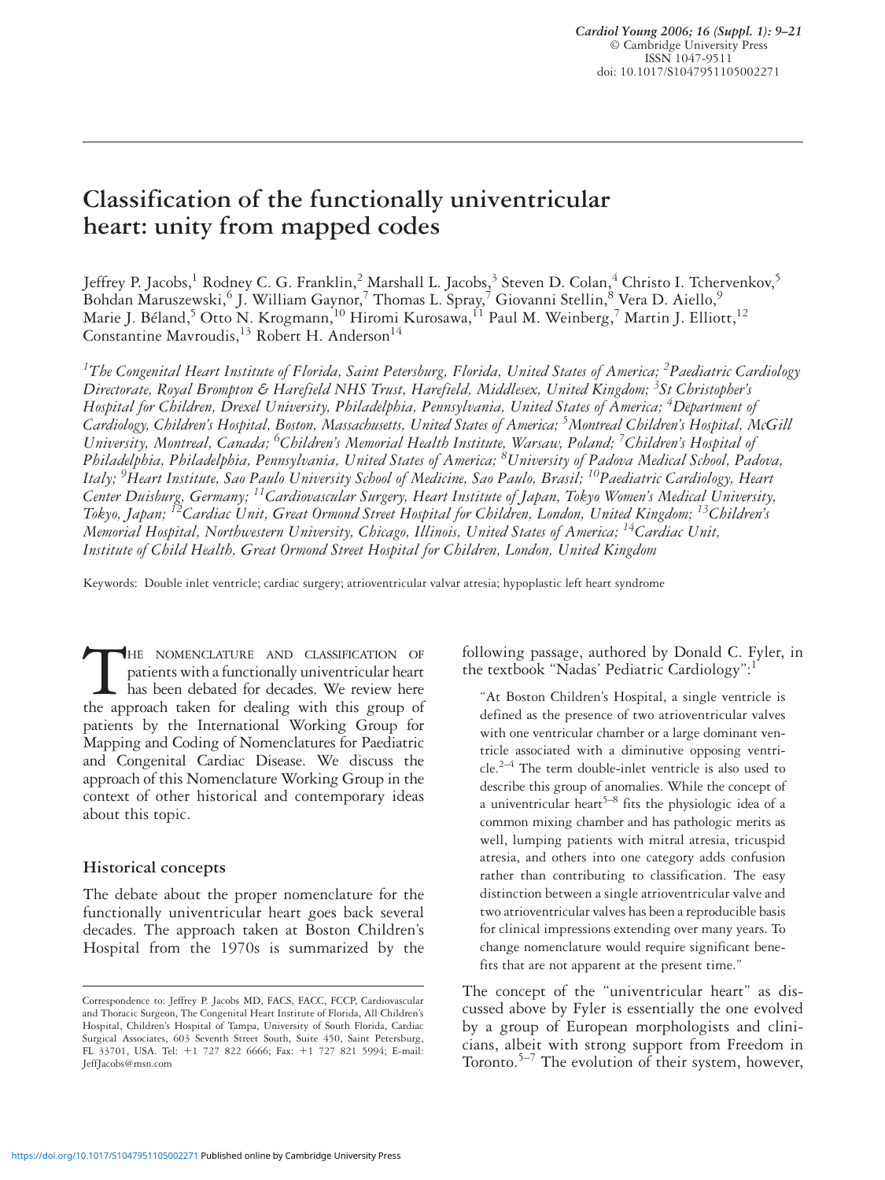# Classification of the functionally univentricular heart: unity from mapped codes

Jeffrey P. Jacobs,[1] Rodney C. G. Franklin,[2] Marshall L. Jacobs,[3] Steven D. Colan,[4] Christo I. Tchervenkov,[5] Bohdan Maruszewski,[6] J. William Gaynor,[7] Thomas L. Spray,[7] Giovanni Stellin,[8] Vera D. Aiello,[9] Marie J. Béland,[5] Otto N. Krogmann,[10] Hiromi Kurosawa,[11] Paul M. Weinberg,[7] Martin J. Elliott,[12] Constantine Mavroudis,[13] Robert H. Anderson[14]

*[1]The Congenital Heart Institute of Florida, Saint Petersburg, Florida, United States of America; [2]Paediatric Cardiology Directorate, Royal Brompton & Harefield NHS Trust, Harefield, Middlesex, United Kingdom; [3]St Christopher's Hospital for Children, Drexel University, Philadelphia, Pennsylvania, United States of America; [4]Department of Cardiology, Children's Hospital, Boston, Massachusetts, United States of America; [5]Montreal Children's Hospital, McGill University, Montreal, Canada; [6]Children's Memorial Health Institute, Warsaw, Poland; [7]Children's Hospital of Philadelphia, Philadelphia, Pennsylvania, United States of America; [8]University of Padova Medical School, Padova, Italy; [9]Heart Institute, Sao Paulo University School of Medicine, Sao Paulo, Brasil; [10]Paediatric Cardiology, Heart Center Duisburg, Germany; [11]Cardiovascular Surgery, Heart Institute of Japan, Tokyo Women's Medical University, Tokyo, Japan; [12]Cardiac Unit, Great Ormond Street Hospital for Children, London, United Kingdom; [13]Children's Memorial Hospital, Northwestern University, Chicago, Illinois, United States of America; [14]Cardiac Unit, Institute of Child Health, Great Ormond Street Hospital for Children, London, United Kingdom*

Keywords: Double inlet ventricle; cardiac surgery; atrioventricular valvar atresia; hypoplastic left heart syndrome

The nomenclature and classification of patients with a functionally univentricular heart has been debated for decades. We review here the approach taken for dealing with this group of patients by the International Working Group for Mapping and Coding of Nomenclatures for Paediatric and Congenital Cardiac Disease. We discuss the approach of this Nomenclature Working Group in the context of other historical and contemporary ideas about this topic.

## Historical concepts

The debate about the proper nomenclature for the functionally univentricular heart goes back several decades. The approach taken at Boston Children's Hospital from the 1970s is summarized by the following passage, authored by Donald C. Fyler, in the textbook "Nadas' Pediatric Cardiology":[1]

> "At Boston Children's Hospital, a single ventricle is defined as the presence of two atrioventricular valves with one ventricular chamber or a large dominant ventricle associated with a diminutive opposing ventricle.[2–4] The term double-inlet ventricle is also used to describe this group of anomalies. While the concept of a univentricular heart[5–8] fits the physiologic idea of a common mixing chamber and has pathologic merits as well, lumping patients with mitral atresia, tricuspid atresia, and others into one category adds confusion rather than contributing to classification. The easy distinction between a single atrioventricular valve and two atrioventricular valves has been a reproducible basis for clinical impressions extending over many years. To change nomenclature would require significant benefits that are not apparent at the present time."

The concept of the "univentricular heart" as discussed above by Fyler is essentially the one evolved by a group of European morphologists and clinicians, albeit with strong support from Freedom in Toronto.[5–7] The evolution of their system, however,

Correspondence to: Jeffrey P. Jacobs MD, FACS, FACC, FCCP, Cardiovascular and Thoracic Surgeon, The Congenital Heart Institute of Florida, All Children's Hospital, Children's Hospital of Tampa, University of South Florida, Cardiac Surgical Associates, 603 Seventh Street South, Suite 450, Saint Petersburg, FL 33701, USA. Tel: +1 727 822 6666; Fax: +1 727 821 5994; E-mail: JeffJacobs@msn.com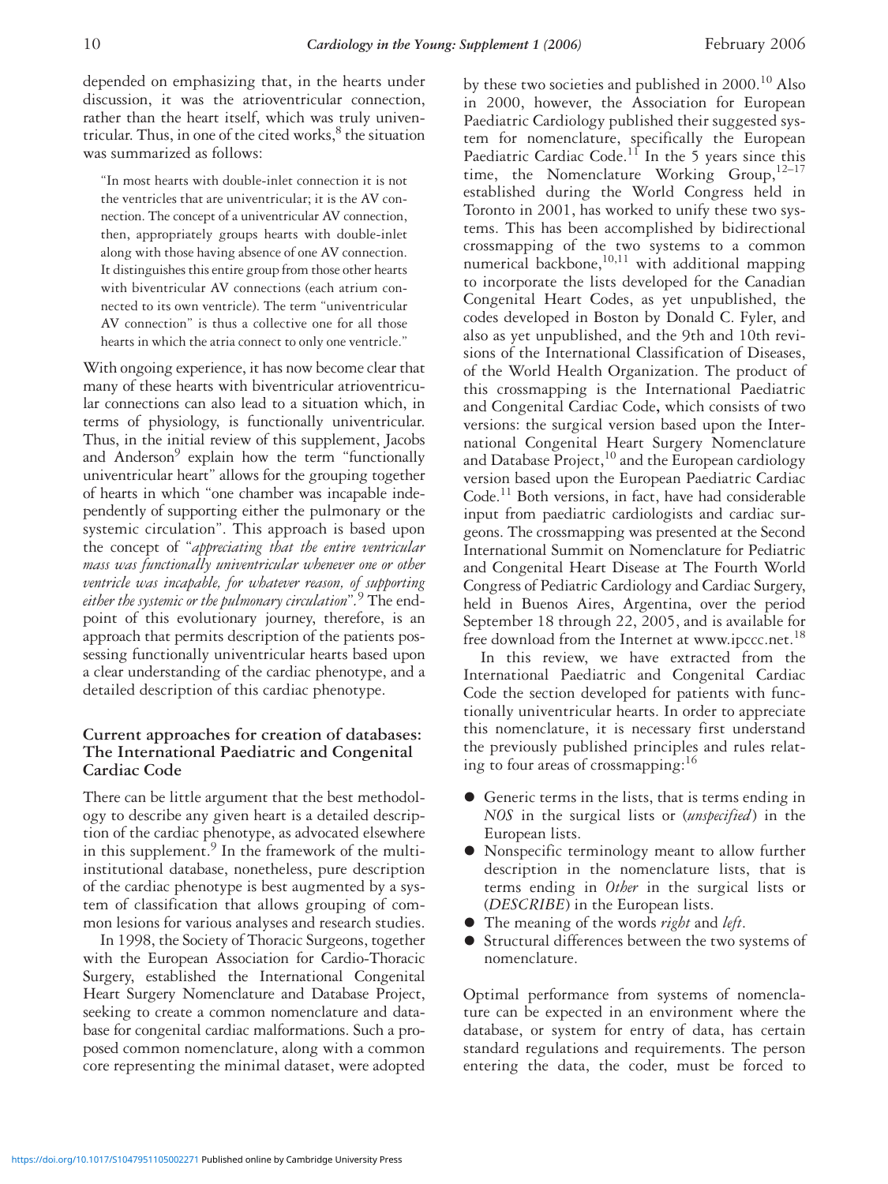depended on emphasizing that, in the hearts under discussion, it was the atrioventricular connection, rather than the heart itself, which was truly univentricular. Thus, in one of the cited works,[8] the situation was summarized as follows:

> "In most hearts with double-inlet connection it is not the ventricles that are univentricular; it is the AV connection. The concept of a univentricular AV connection, then, appropriately groups hearts with double-inlet along with those having absence of one AV connection. It distinguishes this entire group from those other hearts with biventricular AV connections (each atrium connected to its own ventricle). The term "univentricular AV connection" is thus a collective one for all those hearts in which the atria connect to only one ventricle."

With ongoing experience, it has now become clear that many of these hearts with biventricular atrioventricular connections can also lead to a situation which, in terms of physiology, is functionally univentricular. Thus, in the initial review of this supplement, Jacobs and Anderson[9] explain how the term "functionally univentricular heart" allows for the grouping together of hearts in which "one chamber was incapable independently of supporting either the pulmonary or the systemic circulation". This approach is based upon the concept of "*appreciating that the entire ventricular mass was functionally univentricular whenever one or other ventricle was incapable, for whatever reason, of supporting either the systemic or the pulmonary circulation*".[9] The endpoint of this evolutionary journey, therefore, is an approach that permits description of the patients possessing functionally univentricular hearts based upon a clear understanding of the cardiac phenotype, and a detailed description of this cardiac phenotype.

## Current approaches for creation of databases: The International Paediatric and Congenital Cardiac Code

There can be little argument that the best methodology to describe any given heart is a detailed description of the cardiac phenotype, as advocated elsewhere in this supplement.[9] In the framework of the multi-institutional database, nonetheless, pure description of the cardiac phenotype is best augmented by a system of classification that allows grouping of common lesions for various analyses and research studies.

In 1998, the Society of Thoracic Surgeons, together with the European Association for Cardio-Thoracic Surgery, established the International Congenital Heart Surgery Nomenclature and Database Project, seeking to create a common nomenclature and database for congenital cardiac malformations. Such a proposed common nomenclature, along with a common core representing the minimal dataset, were adopted by these two societies and published in 2000.[10] Also in 2000, however, the Association for European Paediatric Cardiology published their suggested system for nomenclature, specifically the European Paediatric Cardiac Code.[11] In the 5 years since this time, the Nomenclature Working Group,[12–17] established during the World Congress held in Toronto in 2001, has worked to unify these two systems. This has been accomplished by bidirectional crossmapping of the two systems to a common numerical backbone,[10,11] with additional mapping to incorporate the lists developed for the Canadian Congenital Heart Codes, as yet unpublished, the codes developed in Boston by Donald C. Fyler, and also as yet unpublished, and the 9th and 10th revisions of the International Classification of Diseases, of the World Health Organization. The product of this crossmapping is the International Paediatric and Congenital Cardiac Code, which consists of two versions: the surgical version based upon the International Congenital Heart Surgery Nomenclature and Database Project,[10] and the European cardiology version based upon the European Paediatric Cardiac Code.[11] Both versions, in fact, have had considerable input from paediatric cardiologists and cardiac surgeons. The crossmapping was presented at the Second International Summit on Nomenclature for Pediatric and Congenital Heart Disease at The Fourth World Congress of Pediatric Cardiology and Cardiac Surgery, held in Buenos Aires, Argentina, over the period September 18 through 22, 2005, and is available for free download from the Internet at www.ipccc.net.[18]

In this review, we have extracted from the International Paediatric and Congenital Cardiac Code the section developed for patients with functionally univentricular hearts. In order to appreciate this nomenclature, it is necessary first understand the previously published principles and rules relating to four areas of crossmapping:[16]

- Generic terms in the lists, that is terms ending in *NOS* in the surgical lists or (*unspecified*) in the European lists.
- Nonspecific terminology meant to allow further description in the nomenclature lists, that is terms ending in *Other* in the surgical lists or (*DESCRIBE*) in the European lists.
- The meaning of the words *right* and *left*.
- Structural differences between the two systems of nomenclature.

Optimal performance from systems of nomenclature can be expected in an environment where the database, or system for entry of data, has certain standard regulations and requirements. The person entering the data, the coder, must be forced to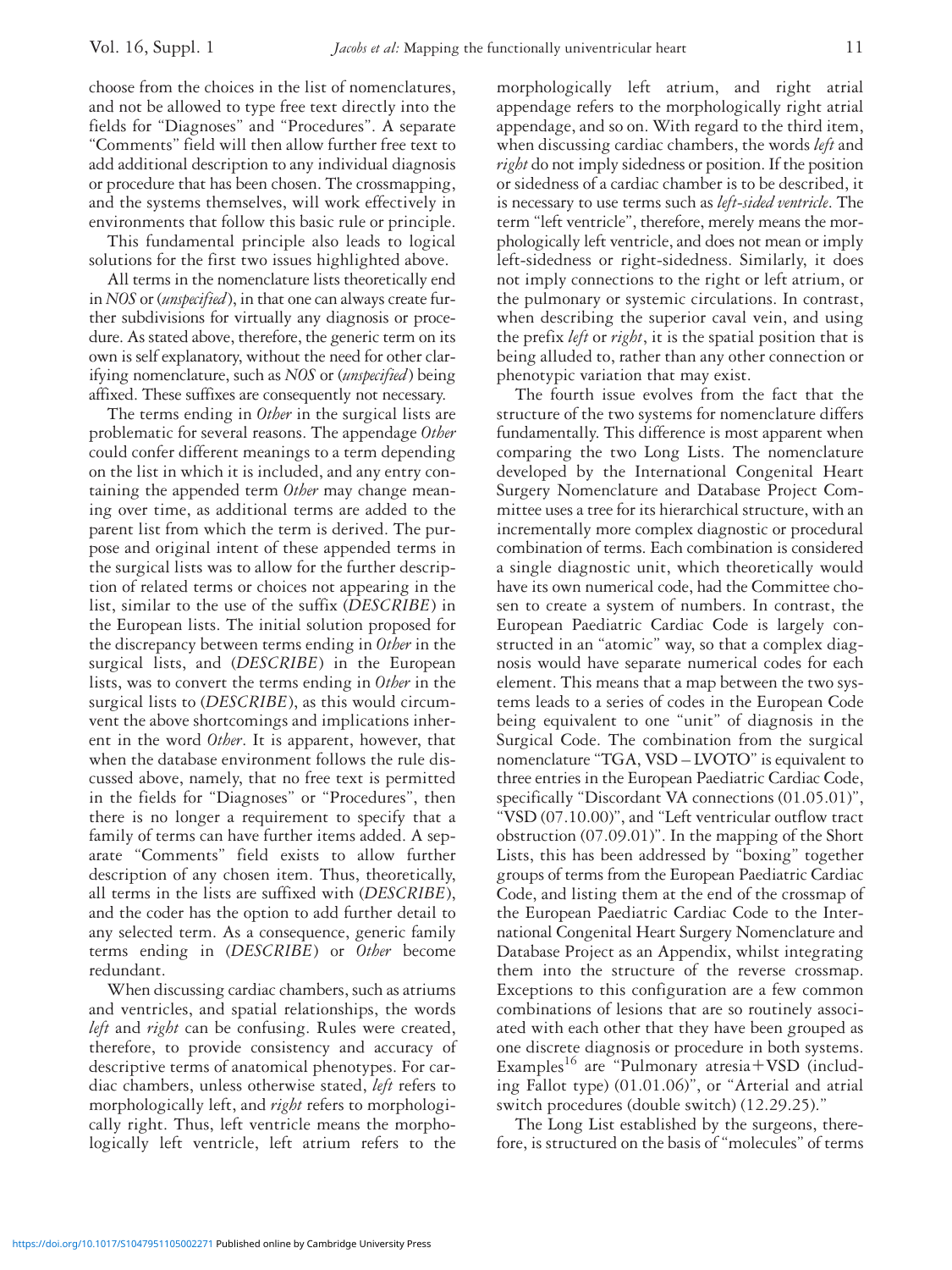choose from the choices in the list of nomenclatures, and not be allowed to type free text directly into the fields for "Diagnoses" and "Procedures". A separate "Comments" field will then allow further free text to add additional description to any individual diagnosis or procedure that has been chosen. The crossmapping, and the systems themselves, will work effectively in environments that follow this basic rule or principle.

This fundamental principle also leads to logical solutions for the first two issues highlighted above.

All terms in the nomenclature lists theoretically end in *NOS* or (*unspecified*), in that one can always create further subdivisions for virtually any diagnosis or procedure. As stated above, therefore, the generic term on its own is self explanatory, without the need for other clarifying nomenclature, such as *NOS* or (*unspecified*) being affixed. These suffixes are consequently not necessary.

The terms ending in *Other* in the surgical lists are problematic for several reasons. The appendage *Other* could confer different meanings to a term depending on the list in which it is included, and any entry containing the appended term *Other* may change meaning over time, as additional terms are added to the parent list from which the term is derived. The purpose and original intent of these appended terms in the surgical lists was to allow for the further description of related terms or choices not appearing in the list, similar to the use of the suffix (*DESCRIBE*) in the European lists. The initial solution proposed for the discrepancy between terms ending in *Other* in the surgical lists, and (*DESCRIBE*) in the European lists, was to convert the terms ending in *Other* in the surgical lists to (*DESCRIBE*), as this would circumvent the above shortcomings and implications inherent in the word *Other*. It is apparent, however, that when the database environment follows the rule discussed above, namely, that no free text is permitted in the fields for "Diagnoses" or "Procedures", then there is no longer a requirement to specify that a family of terms can have further items added. A separate "Comments" field exists to allow further description of any chosen item. Thus, theoretically, all terms in the lists are suffixed with (*DESCRIBE*), and the coder has the option to add further detail to any selected term. As a consequence, generic family terms ending in (*DESCRIBE*) or *Other* become redundant.

When discussing cardiac chambers, such as atriums and ventricles, and spatial relationships, the words *left* and *right* can be confusing. Rules were created, therefore, to provide consistency and accuracy of descriptive terms of anatomical phenotypes. For cardiac chambers, unless otherwise stated, *left* refers to morphologically left, and *right* refers to morphologically right. Thus, left ventricle means the morphologically left ventricle, left atrium refers to the morphologically left atrium, and right atrial appendage refers to the morphologically right atrial appendage, and so on. With regard to the third item, when discussing cardiac chambers, the words *left* and *right* do not imply sidedness or position. If the position or sidedness of a cardiac chamber is to be described, it is necessary to use terms such as *left-sided ventricle*. The term "left ventricle", therefore, merely means the morphologically left ventricle, and does not mean or imply left-sidedness or right-sidedness. Similarly, it does not imply connections to the right or left atrium, or the pulmonary or systemic circulations. In contrast, when describing the superior caval vein, and using the prefix *left* or *right*, it is the spatial position that is being alluded to, rather than any other connection or phenotypic variation that may exist.

The fourth issue evolves from the fact that the structure of the two systems for nomenclature differs fundamentally. This difference is most apparent when comparing the two Long Lists. The nomenclature developed by the International Congenital Heart Surgery Nomenclature and Database Project Committee uses a tree for its hierarchical structure, with an incrementally more complex diagnostic or procedural combination of terms. Each combination is considered a single diagnostic unit, which theoretically would have its own numerical code, had the Committee chosen to create a system of numbers. In contrast, the European Paediatric Cardiac Code is largely constructed in an "atomic" way, so that a complex diagnosis would have separate numerical codes for each element. This means that a map between the two systems leads to a series of codes in the European Code being equivalent to one "unit" of diagnosis in the Surgical Code. The combination from the surgical nomenclature "TGA, VSD – LVOTO" is equivalent to three entries in the European Paediatric Cardiac Code, specifically "Discordant VA connections (01.05.01)", "VSD (07.10.00)", and "Left ventricular outflow tract obstruction (07.09.01)". In the mapping of the Short Lists, this has been addressed by "boxing" together groups of terms from the European Paediatric Cardiac Code, and listing them at the end of the crossmap of the European Paediatric Cardiac Code to the International Congenital Heart Surgery Nomenclature and Database Project as an Appendix, whilst integrating them into the structure of the reverse crossmap. Exceptions to this configuration are a few common combinations of lesions that are so routinely associated with each other that they have been grouped as one discrete diagnosis or procedure in both systems. Examples[16] are "Pulmonary atresia + VSD (including Fallot type) (01.01.06)", or "Arterial and atrial switch procedures (double switch) (12.29.25)."

The Long List established by the surgeons, therefore, is structured on the basis of "molecules" of terms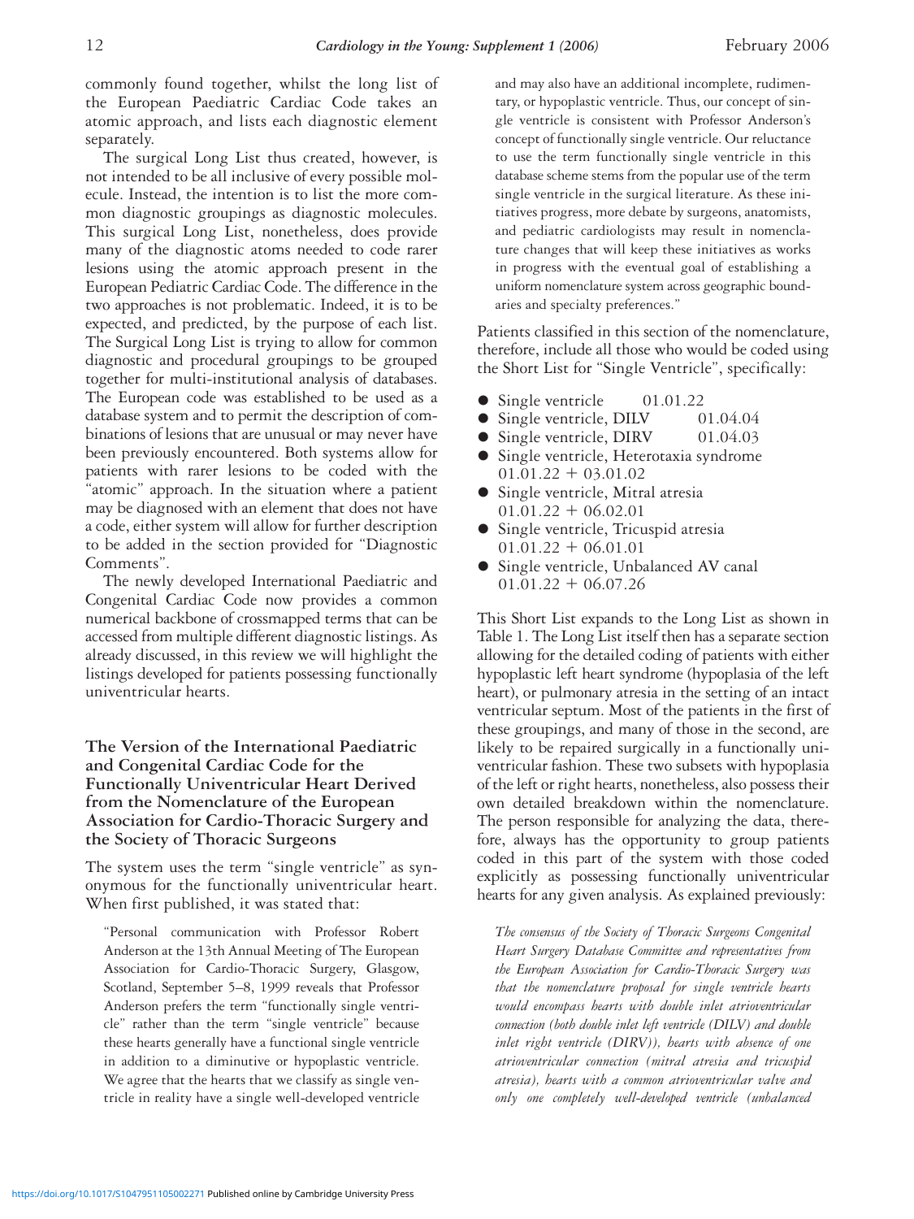commonly found together, whilst the long list of the European Paediatric Cardiac Code takes an atomic approach, and lists each diagnostic element separately.

The surgical Long List thus created, however, is not intended to be all inclusive of every possible molecule. Instead, the intention is to list the more common diagnostic groupings as diagnostic molecules. This surgical Long List, nonetheless, does provide many of the diagnostic atoms needed to code rarer lesions using the atomic approach present in the European Pediatric Cardiac Code. The difference in the two approaches is not problematic. Indeed, it is to be expected, and predicted, by the purpose of each list. The Surgical Long List is trying to allow for common diagnostic and procedural groupings to be grouped together for multi-institutional analysis of databases. The European code was established to be used as a database system and to permit the description of combinations of lesions that are unusual or may never have been previously encountered. Both systems allow for patients with rarer lesions to be coded with the "atomic" approach. In the situation where a patient may be diagnosed with an element that does not have a code, either system will allow for further description to be added in the section provided for "Diagnostic Comments".

The newly developed International Paediatric and Congenital Cardiac Code now provides a common numerical backbone of crossmapped terms that can be accessed from multiple different diagnostic listings. As already discussed, in this review we will highlight the listings developed for patients possessing functionally univentricular hearts.

## The Version of the International Paediatric and Congenital Cardiac Code for the Functionally Univentricular Heart Derived from the Nomenclature of the European Association for Cardio-Thoracic Surgery and the Society of Thoracic Surgeons

The system uses the term "single ventricle" as synonymous for the functionally univentricular heart. When first published, it was stated that:

> "Personal communication with Professor Robert Anderson at the 13th Annual Meeting of The European Association for Cardio-Thoracic Surgery, Glasgow, Scotland, September 5–8, 1999 reveals that Professor Anderson prefers the term "functionally single ventricle" rather than the term "single ventricle" because these hearts generally have a functional single ventricle in addition to a diminutive or hypoplastic ventricle. We agree that the hearts that we classify as single ventricle in reality have a single well-developed ventricle and may also have an additional incomplete, rudimentary, or hypoplastic ventricle. Thus, our concept of single ventricle is consistent with Professor Anderson's concept of functionally single ventricle. Our reluctance to use the term functionally single ventricle in this database scheme stems from the popular use of the term single ventricle in the surgical literature. As these initiatives progress, more debate by surgeons, anatomists, and pediatric cardiologists may result in nomenclature changes that will keep these initiatives as works in progress with the eventual goal of establishing a uniform nomenclature system across geographic boundaries and specialty preferences."

Patients classified in this section of the nomenclature, therefore, include all those who would be coded using the Short List for "Single Ventricle", specifically:

- Single ventricle 01.01.22
- Single ventricle, DILV 01.04.04
- Single ventricle, DIRV 01.04.03
- Single ventricle, Heterotaxia syndrome 01.01.22 + 03.01.02
- Single ventricle, Mitral atresia 01.01.22 + 06.02.01
- Single ventricle, Tricuspid atresia 01.01.22 + 06.01.01
- Single ventricle, Unbalanced AV canal 01.01.22 + 06.07.26

This Short List expands to the Long List as shown in Table 1. The Long List itself then has a separate section allowing for the detailed coding of patients with either hypoplastic left heart syndrome (hypoplasia of the left heart), or pulmonary atresia in the setting of an intact ventricular septum. Most of the patients in the first of these groupings, and many of those in the second, are likely to be repaired surgically in a functionally univentricular fashion. These two subsets with hypoplasia of the left or right hearts, nonetheless, also possess their own detailed breakdown within the nomenclature. The person responsible for analyzing the data, therefore, always has the opportunity to group patients coded in this part of the system with those coded explicitly as possessing functionally univentricular hearts for any given analysis. As explained previously:

> *The consensus of the Society of Thoracic Surgeons Congenital Heart Surgery Database Committee and representatives from the European Association for Cardio-Thoracic Surgery was that the nomenclature proposal for single ventricle hearts would encompass hearts with double inlet atrioventricular connection (both double inlet left ventricle (DILV) and double inlet right ventricle (DIRV)), hearts with absence of one atrioventricular connection (mitral atresia and tricuspid atresia), hearts with a common atrioventricular valve and only one completely well-developed ventricle (unbalanced*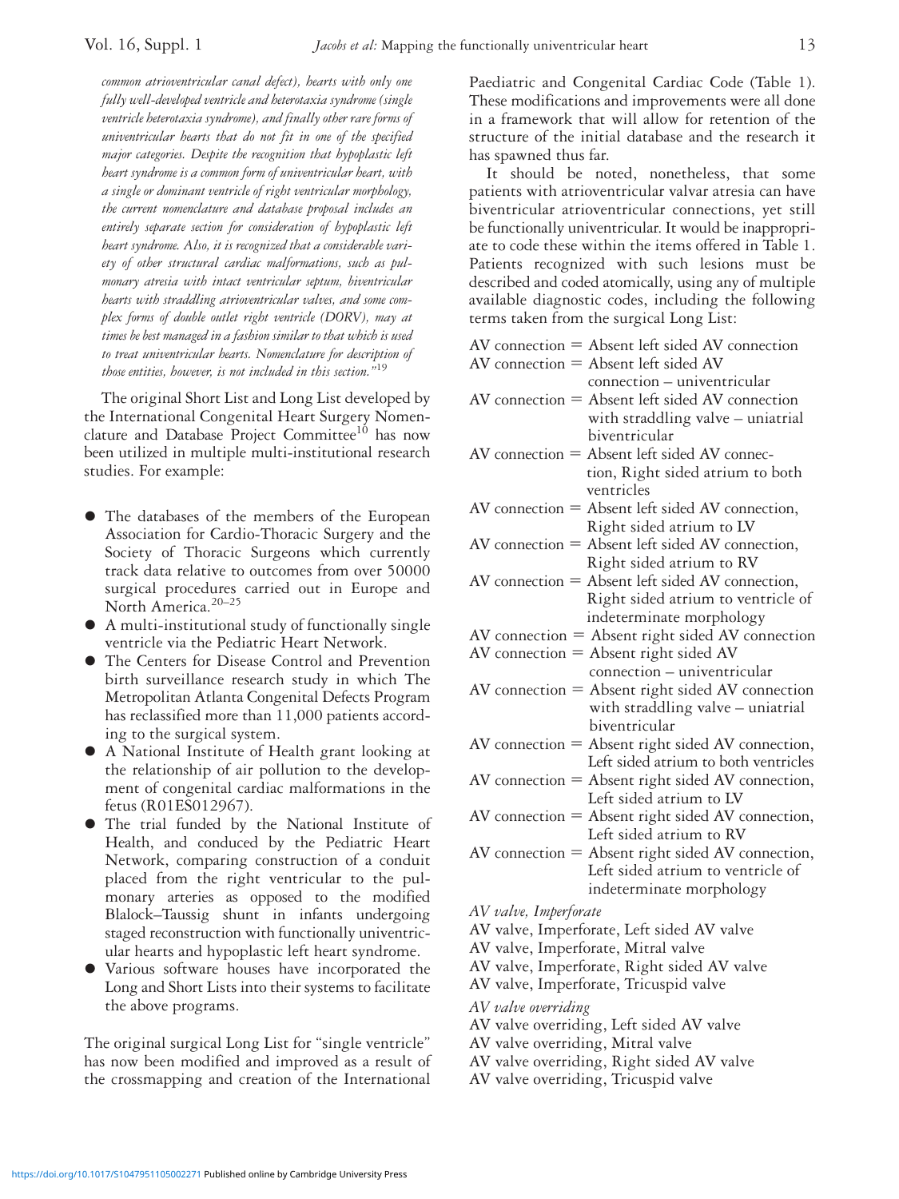*common atrioventricular canal defect), hearts with only one fully well-developed ventricle and heterotaxia syndrome (single ventricle heterotaxia syndrome), and finally other rare forms of univentricular hearts that do not fit in one of the specified major categories. Despite the recognition that hypoplastic left heart syndrome is a common form of univentricular heart, with a single or dominant ventricle of right ventricular morphology, the current nomenclature and database proposal includes an entirely separate section for consideration of hypoplastic left heart syndrome. Also, it is recognized that a considerable variety of other structural cardiac malformations, such as pulmonary atresia with intact ventricular septum, biventricular hearts with straddling atrioventricular valves, and some complex forms of double outlet right ventricle (DORV), may at times be best managed in a fashion similar to that which is used to treat univentricular hearts. Nomenclature for description of those entities, however, is not included in this section."*[19]

The original Short List and Long List developed by the International Congenital Heart Surgery Nomenclature and Database Project Committee[10] has now been utilized in multiple multi-institutional research studies. For example:

- The databases of the members of the European Association for Cardio-Thoracic Surgery and the Society of Thoracic Surgeons which currently track data relative to outcomes from over 50000 surgical procedures carried out in Europe and North America.[20–25]
- A multi-institutional study of functionally single ventricle via the Pediatric Heart Network.
- The Centers for Disease Control and Prevention birth surveillance research study in which The Metropolitan Atlanta Congenital Defects Program has reclassified more than 11,000 patients according to the surgical system.
- A National Institute of Health grant looking at the relationship of air pollution to the development of congenital cardiac malformations in the fetus (R01ES012967).
- The trial funded by the National Institute of Health, and conduced by the Pediatric Heart Network, comparing construction of a conduit placed from the right ventricular to the pulmonary arteries as opposed to the modified Blalock–Taussig shunt in infants undergoing staged reconstruction with functionally univentricular hearts and hypoplastic left heart syndrome.
- Various software houses have incorporated the Long and Short Lists into their systems to facilitate the above programs.

The original surgical Long List for "single ventricle" has now been modified and improved as a result of the crossmapping and creation of the International Paediatric and Congenital Cardiac Code (Table 1). These modifications and improvements were all done in a framework that will allow for retention of the structure of the initial database and the research it has spawned thus far.

It should be noted, nonetheless, that some patients with atrioventricular valvar atresia can have biventricular atrioventricular connections, yet still be functionally univentricular. It would be inappropriate to code these within the items offered in Table 1. Patients recognized with such lesions must be described and coded atomically, using any of multiple available diagnostic codes, including the following terms taken from the surgical Long List:

AV connection = Absent left sided AV connection
AV connection = Absent left sided AV connection – univentricular
AV connection = Absent left sided AV connection with straddling valve – uniatrial biventricular
AV connection = Absent left sided AV connection, Right sided atrium to both ventricles
AV connection = Absent left sided AV connection, Right sided atrium to LV
AV connection = Absent left sided AV connection, Right sided atrium to RV
AV connection = Absent left sided AV connection, Right sided atrium to ventricle of indeterminate morphology
AV connection = Absent right sided AV connection
AV connection = Absent right sided AV connection – univentricular
AV connection = Absent right sided AV connection with straddling valve – uniatrial biventricular
AV connection = Absent right sided AV connection, Left sided atrium to both ventricles
AV connection = Absent right sided AV connection, Left sided atrium to LV
AV connection = Absent right sided AV connection, Left sided atrium to RV
AV connection = Absent right sided AV connection, Left sided atrium to ventricle of indeterminate morphology

*AV valve, Imperforate*
AV valve, Imperforate, Left sided AV valve
AV valve, Imperforate, Mitral valve
AV valve, Imperforate, Right sided AV valve
AV valve, Imperforate, Tricuspid valve

*AV valve overriding*
AV valve overriding, Left sided AV valve
AV valve overriding, Mitral valve
AV valve overriding, Right sided AV valve
AV valve overriding, Tricuspid valve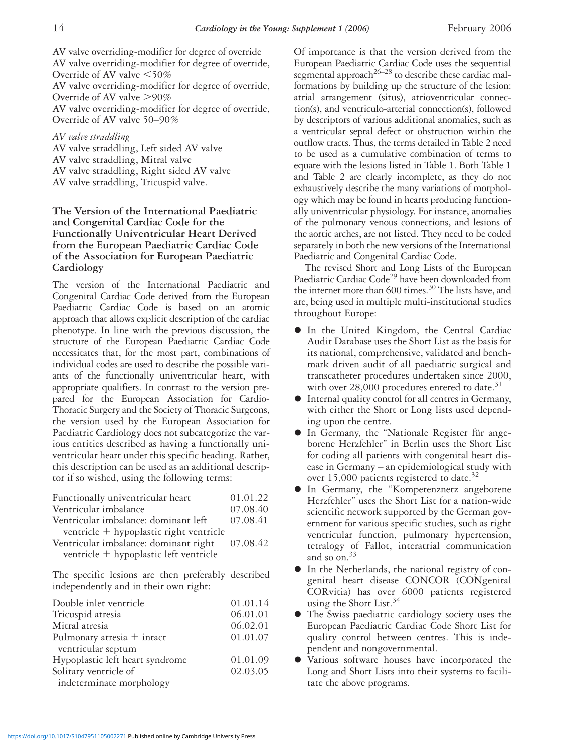AV valve overriding-modifier for degree of override
AV valve overriding-modifier for degree of override, Override of AV valve <50%
AV valve overriding-modifier for degree of override, Override of AV valve >90%
AV valve overriding-modifier for degree of override, Override of AV valve 50–90%

*AV valve straddling*
AV valve straddling, Left sided AV valve
AV valve straddling, Mitral valve
AV valve straddling, Right sided AV valve
AV valve straddling, Tricuspid valve.

## The Version of the International Paediatric and Congenital Cardiac Code for the Functionally Univentricular Heart Derived from the European Paediatric Cardiac Code of the Association for European Paediatric Cardiology

The version of the International Paediatric and Congenital Cardiac Code derived from the European Paediatric Cardiac Code is based on an atomic approach that allows explicit description of the cardiac phenotype. In line with the previous discussion, the structure of the European Paediatric Cardiac Code necessitates that, for the most part, combinations of individual codes are used to describe the possible variants of the functionally univentricular heart, with appropriate qualifiers. In contrast to the version prepared for the European Association for Cardio-Thoracic Surgery and the Society of Thoracic Surgeons, the version used by the European Association for Paediatric Cardiology does not subcategorize the various entities described as having a functionally univentricular heart under this specific heading. Rather, this description can be used as an additional descriptor if so wished, using the following terms:

| | |
|---|---|
| Functionally univentricular heart | 01.01.22 |
| Ventricular imbalance | 07.08.40 |
| Ventricular imbalance: dominant left ventricle + hypoplastic right ventricle | 07.08.41 |
| Ventricular imbalance: dominant right ventricle + hypoplastic left ventricle | 07.08.42 |

The specific lesions are then preferably described independently and in their own right:

| | |
|---|---|
| Double inlet ventricle | 01.01.14 |
| Tricuspid atresia | 06.01.01 |
| Mitral atresia | 06.02.01 |
| Pulmonary atresia + intact ventricular septum | 01.01.07 |
| Hypoplastic left heart syndrome | 01.01.09 |
| Solitary ventricle of indeterminate morphology | 02.03.05 |

Of importance is that the version derived from the European Paediatric Cardiac Code uses the sequential segmental approach[26–28] to describe these cardiac malformations by building up the structure of the lesion: atrial arrangement (situs), atrioventricular connection(s), and ventriculo-arterial connection(s), followed by descriptors of various additional anomalies, such as a ventricular septal defect or obstruction within the outflow tracts. Thus, the terms detailed in Table 2 need to be used as a cumulative combination of terms to equate with the lesions listed in Table 1. Both Table 1 and Table 2 are clearly incomplete, as they do not exhaustively describe the many variations of morphology which may be found in hearts producing functionally univentricular physiology. For instance, anomalies of the pulmonary venous connections, and lesions of the aortic arches, are not listed. They need to be coded separately in both the new versions of the International Paediatric and Congenital Cardiac Code.

The revised Short and Long Lists of the European Paediatric Cardiac Code[29] have been downloaded from the internet more than 600 times.[30] The lists have, and are, being used in multiple multi-institutional studies throughout Europe:

- In the United Kingdom, the Central Cardiac Audit Database uses the Short List as the basis for its national, comprehensive, validated and benchmark driven audit of all paediatric surgical and transcatheter procedures undertaken since 2000, with over 28,000 procedures entered to date.[31]
- Internal quality control for all centres in Germany, with either the Short or Long lists used depending upon the centre.
- In Germany, the "Nationale Register für angeborene Herzfehler" in Berlin uses the Short List for coding all patients with congenital heart disease in Germany – an epidemiological study with over 15,000 patients registered to date.[32]
- In Germany, the "Kompetenznetz angeborene Herzfehler" uses the Short List for a nation-wide scientific network supported by the German government for various specific studies, such as right ventricular function, pulmonary hypertension, tetralogy of Fallot, interatrial communication and so on.[33]
- In the Netherlands, the national registry of congenital heart disease CONCOR (CONgenital CORvitia) has over 6000 patients registered using the Short List.[34]
- The Swiss paediatric cardiology society uses the European Paediatric Cardiac Code Short List for quality control between centres. This is independent and nongovernmental.
- Various software houses have incorporated the Long and Short Lists into their systems to facilitate the above programs.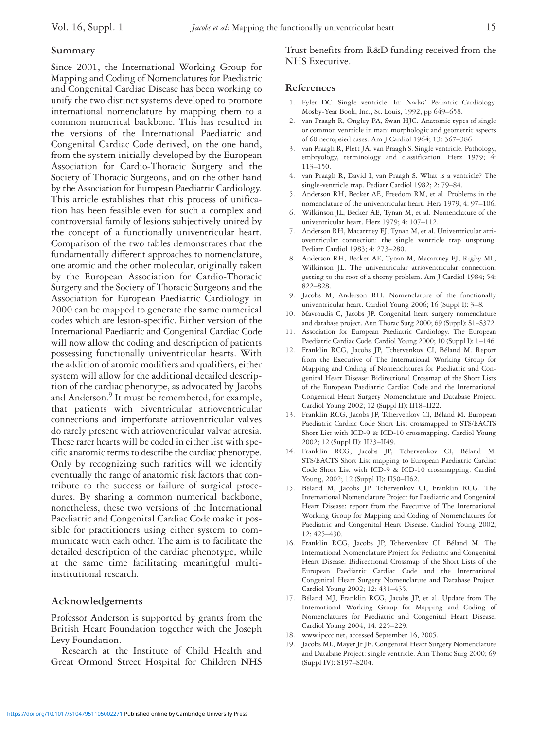## Summary

Since 2001, the International Working Group for Mapping and Coding of Nomenclatures for Paediatric and Congenital Cardiac Disease has been working to unify the two distinct systems developed to promote international nomenclature by mapping them to a common numerical backbone. This has resulted in the versions of the International Paediatric and Congenital Cardiac Code derived, on the one hand, from the system initially developed by the European Association for Cardio-Thoracic Surgery and the Society of Thoracic Surgeons, and on the other hand by the Association for European Paediatric Cardiology. This article establishes that this process of unification has been feasible even for such a complex and controversial family of lesions subjectively united by the concept of a functionally univentricular heart. Comparison of the two tables demonstrates that the fundamentally different approaches to nomenclature, one atomic and the other molecular, originally taken by the European Association for Cardio-Thoracic Surgery and the Society of Thoracic Surgeons and the Association for European Paediatric Cardiology in 2000 can be mapped to generate the same numerical codes which are lesion-specific. Either version of the International Paediatric and Congenital Cardiac Code will now allow the coding and description of patients possessing functionally univentricular hearts. With the addition of atomic modifiers and qualifiers, either system will allow for the additional detailed description of the cardiac phenotype, as advocated by Jacobs and Anderson.[9] It must be remembered, for example, that patients with biventricular atrioventricular connections and imperforate atrioventricular valves do rarely present with atrioventricular valvar atresia. These rarer hearts will be coded in either list with specific anatomic terms to describe the cardiac phenotype. Only by recognizing such rarities will we identify eventually the range of anatomic risk factors that contribute to the success or failure of surgical procedures. By sharing a common numerical backbone, nonetheless, these two versions of the International Paediatric and Congenital Cardiac Code make it possible for practitioners using either system to communicate with each other. The aim is to facilitate the detailed description of the cardiac phenotype, while at the same time facilitating meaningful multi-institutional research.

## Acknowledgements

Professor Anderson is supported by grants from the British Heart Foundation together with the Joseph Levy Foundation.

Research at the Institute of Child Health and Great Ormond Street Hospital for Children NHS Trust benefits from R&D funding received from the NHS Executive.

## References

1. Fyler DC. Single ventricle. In: Nadas' Pediatric Cardiology. Mosby-Year Book, Inc., St. Louis, 1992, pp 649–658.
2. van Praagh R, Ongley PA, Swan HJC. Anatomic types of single or common ventricle in man: morphologic and geometric aspects of 60 necropsied cases. Am J Cardiol 1964; 13: 367–386.
3. van Praagh R, Plett JA, van Praagh S. Single ventricle. Pathology, embryology, terminology and classification. Herz 1979; 4: 113–150.
4. van Praagh R, David I, van Praagh S. What is a ventricle? The single-ventricle trap. Pediatr Cardiol 1982; 2: 79–84.
5. Anderson RH, Becker AE, Freedom RM, et al. Problems in the nomenclature of the univentricular heart. Herz 1979; 4: 97–106.
6. Wilkinson JL, Becker AE, Tynan M, et al. Nomenclature of the univentricular heart. Herz 1979; 4: 107–112.
7. Anderson RH, Macartney FJ, Tynan M, et al. Univentricular atrioventricular connection: the single ventricle trap unsprung. Pediatr Cardiol 1983; 4: 273–280.
8. Anderson RH, Becker AE, Tynan M, Macartney FJ, Rigby ML, Wilkinson JL. The univentricular atrioventricular connection: getting to the root of a thorny problem. Am J Cardiol 1984; 54: 822–828.
9. Jacobs M, Anderson RH. Nomenclature of the functionally univentricular heart. Cardiol Young 2006; 16 (Suppl I): 3–8.
10. Mavroudis C, Jacobs JP. Congenital heart surgery nomenclature and database project. Ann Thorac Surg 2000; 69 (Suppl): S1–S372.
11. Association for European Paediatric Cardiology. The European Paediatric Cardiac Code. Cardiol Young 2000; 10 (Suppl I): 1–146.
12. Franklin RCG, Jacobs JP, Tchervenkov CI, Béland M. Report from the Executive of The International Working Group for Mapping and Coding of Nomenclatures for Paediatric and Congenital Heart Disease: Bidirectional Crossmap of the Short Lists of the European Paediatric Cardiac Code and the International Congenital Heart Surgery Nomenclature and Database Project. Cardiol Young 2002; 12 (Suppl II): II18–II22.
13. Franklin RCG, Jacobs JP, Tchervenkov CI, Béland M. European Paediatric Cardiac Code Short List crossmapped to STS/EACTS Short List with ICD-9 & ICD-10 crossmapping. Cardiol Young 2002; 12 (Suppl II): II23–II49.
14. Franklin RCG, Jacobs JP, Tchervenkov CI, Béland M. STS/EACTS Short List mapping to European Paediatric Cardiac Code Short List with ICD-9 & ICD-10 crossmapping. Cardiol Young, 2002; 12 (Suppl II): II50–II62.
15. Béland M, Jacobs JP, Tchervenkov CI, Franklin RCG. The International Nomenclature Project for Paediatric and Congenital Heart Disease: report from the Executive of The International Working Group for Mapping and Coding of Nomenclatures for Paediatric and Congenital Heart Disease. Cardiol Young 2002; 12: 425–430.
16. Franklin RCG, Jacobs JP, Tchervenkov CI, Béland M. The International Nomenclature Project for Pediatric and Congenital Heart Disease: Bidirectional Crossmap of the Short Lists of the European Paediatric Cardiac Code and the International Congenital Heart Surgery Nomenclature and Database Project. Cardiol Young 2002; 12: 431–435.
17. Béland MJ, Franklin RCG, Jacobs JP, et al. Update from The International Working Group for Mapping and Coding of Nomenclatures for Paediatric and Congenital Heart Disease. Cardiol Young 2004; 14: 225–229.
18. www.ipccc.net, accessed September 16, 2005.
19. Jacobs ML, Mayer Jr JE. Congenital Heart Surgery Nomenclature and Database Project: single ventricle. Ann Thorac Surg 2000; 69 (Suppl IV): S197–S204.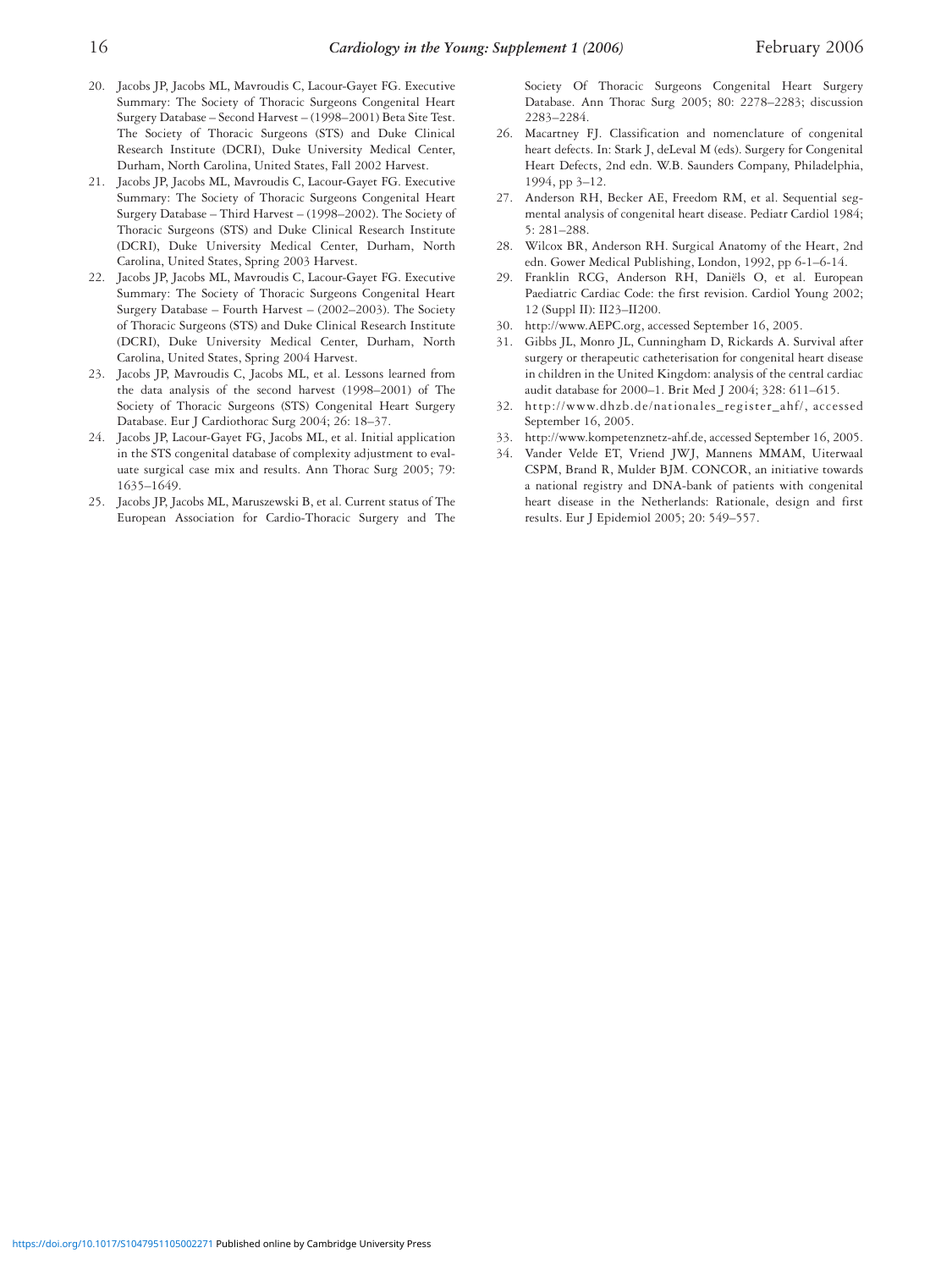20. Jacobs JP, Jacobs ML, Mavroudis C, Lacour-Gayet FG. Executive Summary: The Society of Thoracic Surgeons Congenital Heart Surgery Database – Second Harvest – (1998–2001) Beta Site Test. The Society of Thoracic Surgeons (STS) and Duke Clinical Research Institute (DCRI), Duke University Medical Center, Durham, North Carolina, United States, Fall 2002 Harvest.
21. Jacobs JP, Jacobs ML, Mavroudis C, Lacour-Gayet FG. Executive Summary: The Society of Thoracic Surgeons Congenital Heart Surgery Database – Third Harvest – (1998–2002). The Society of Thoracic Surgeons (STS) and Duke Clinical Research Institute (DCRI), Duke University Medical Center, Durham, North Carolina, United States, Spring 2003 Harvest.
22. Jacobs JP, Jacobs ML, Mavroudis C, Lacour-Gayet FG. Executive Summary: The Society of Thoracic Surgeons Congenital Heart Surgery Database – Fourth Harvest – (2002–2003). The Society of Thoracic Surgeons (STS) and Duke Clinical Research Institute (DCRI), Duke University Medical Center, Durham, North Carolina, United States, Spring 2004 Harvest.
23. Jacobs JP, Mavroudis C, Jacobs ML, et al. Lessons learned from the data analysis of the second harvest (1998–2001) of The Society of Thoracic Surgeons (STS) Congenital Heart Surgery Database. Eur J Cardiothorac Surg 2004; 26: 18–37.
24. Jacobs JP, Lacour-Gayet FG, Jacobs ML, et al. Initial application in the STS congenital database of complexity adjustment to evaluate surgical case mix and results. Ann Thorac Surg 2005; 79: 1635–1649.
25. Jacobs JP, Jacobs ML, Maruszewski B, et al. Current status of The European Association for Cardio-Thoracic Surgery and The Society Of Thoracic Surgeons Congenital Heart Surgery Database. Ann Thorac Surg 2005; 80: 2278–2283; discussion 2283–2284.
26. Macartney FJ. Classification and nomenclature of congenital heart defects. In: Stark J, deLeval M (eds). Surgery for Congenital Heart Defects, 2nd edn. W.B. Saunders Company, Philadelphia, 1994, pp 3–12.
27. Anderson RH, Becker AE, Freedom RM, et al. Sequential segmental analysis of congenital heart disease. Pediatr Cardiol 1984; 5: 281–288.
28. Wilcox BR, Anderson RH. Surgical Anatomy of the Heart, 2nd edn. Gower Medical Publishing, London, 1992, pp 6-1–6-14.
29. Franklin RCG, Anderson RH, Daniëls O, et al. European Paediatric Cardiac Code: the first revision. Cardiol Young 2002; 12 (Suppl II): II23–II200.
30. http://www.AEPC.org, accessed September 16, 2005.
31. Gibbs JL, Monro JL, Cunningham D, Rickards A. Survival after surgery or therapeutic catheterisation for congenital heart disease in children in the United Kingdom: analysis of the central cardiac audit database for 2000–1. Brit Med J 2004; 328: 611–615.
32. http://www.dhzb.de/nationales_register_ahf/, accessed September 16, 2005.
33. http://www.kompetenznetz-ahf.de, accessed September 16, 2005.
34. Vander Velde ET, Vriend JWJ, Mannens MMAM, Uiterwaal CSPM, Brand R, Mulder BJM. CONCOR, an initiative towards a national registry and DNA-bank of patients with congenital heart disease in the Netherlands: Rationale, design and first results. Eur J Epidemiol 2005; 20: 549–557.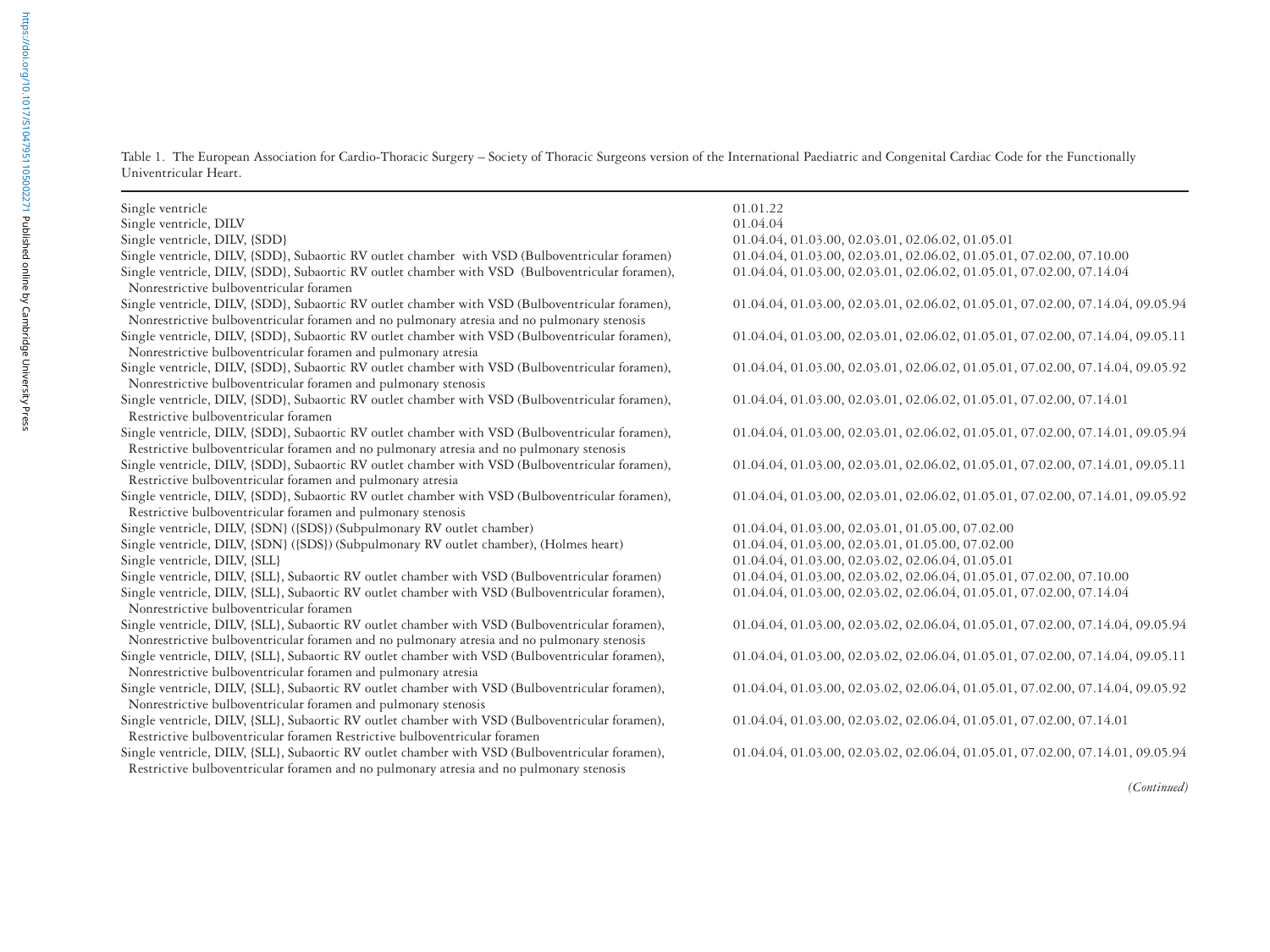Table 1. The European Association for Cardio-Thoracic Surgery – Society of Thoracic Surgeons version of the International Paediatric and Congenital Cardiac Code for the Functionally Univentricular Heart.

| | |
|---|---|
| Single ventricle | 01.01.22 |
| Single ventricle, DILV | 01.04.04 |
| Single ventricle, DILV, {SDD} | 01.04.04, 01.03.00, 02.03.01, 02.06.02, 01.05.01 |
| Single ventricle, DILV, {SDD}, Subaortic RV outlet chamber with VSD (Bulboventricular foramen) | 01.04.04, 01.03.00, 02.03.01, 02.06.02, 01.05.01, 07.02.00, 07.10.00 |
| Single ventricle, DILV, {SDD}, Subaortic RV outlet chamber with VSD (Bulboventricular foramen), Nonrestrictive bulboventricular foramen | 01.04.04, 01.03.00, 02.03.01, 02.06.02, 01.05.01, 07.02.00, 07.14.04 |
| Single ventricle, DILV, {SDD}, Subaortic RV outlet chamber with VSD (Bulboventricular foramen), Nonrestrictive bulboventricular foramen and no pulmonary atresia and no pulmonary stenosis | 01.04.04, 01.03.00, 02.03.01, 02.06.02, 01.05.01, 07.02.00, 07.14.04, 09.05.94 |
| Single ventricle, DILV, {SDD}, Subaortic RV outlet chamber with VSD (Bulboventricular foramen), Nonrestrictive bulboventricular foramen and pulmonary atresia | 01.04.04, 01.03.00, 02.03.01, 02.06.02, 01.05.01, 07.02.00, 07.14.04, 09.05.11 |
| Single ventricle, DILV, {SDD}, Subaortic RV outlet chamber with VSD (Bulboventricular foramen), Nonrestrictive bulboventricular foramen and pulmonary stenosis | 01.04.04, 01.03.00, 02.03.01, 02.06.02, 01.05.01, 07.02.00, 07.14.04, 09.05.92 |
| Single ventricle, DILV, {SDD}, Subaortic RV outlet chamber with VSD (Bulboventricular foramen), Restrictive bulboventricular foramen | 01.04.04, 01.03.00, 02.03.01, 02.06.02, 01.05.01, 07.02.00, 07.14.01 |
| Single ventricle, DILV, {SDD}, Subaortic RV outlet chamber with VSD (Bulboventricular foramen), Restrictive bulboventricular foramen and no pulmonary atresia and no pulmonary stenosis | 01.04.04, 01.03.00, 02.03.01, 02.06.02, 01.05.01, 07.02.00, 07.14.01, 09.05.94 |
| Single ventricle, DILV, {SDD}, Subaortic RV outlet chamber with VSD (Bulboventricular foramen), Restrictive bulboventricular foramen and pulmonary atresia | 01.04.04, 01.03.00, 02.03.01, 02.06.02, 01.05.01, 07.02.00, 07.14.01, 09.05.11 |
| Single ventricle, DILV, {SDD}, Subaortic RV outlet chamber with VSD (Bulboventricular foramen), Restrictive bulboventricular foramen and pulmonary stenosis | 01.04.04, 01.03.00, 02.03.01, 02.06.02, 01.05.01, 07.02.00, 07.14.01, 09.05.92 |
| Single ventricle, DILV, {SDN} ({SDS}) (Subpulmonary RV outlet chamber) | 01.04.04, 01.03.00, 02.03.01, 01.05.00, 07.02.00 |
| Single ventricle, DILV, {SDN} ({SDS}) (Subpulmonary RV outlet chamber), (Holmes heart) | 01.04.04, 01.03.00, 02.03.01, 01.05.00, 07.02.00 |
| Single ventricle, DILV, {SLL} | 01.04.04, 01.03.00, 02.03.02, 02.06.04, 01.05.01 |
| Single ventricle, DILV, {SLL}, Subaortic RV outlet chamber with VSD (Bulboventricular foramen) | 01.04.04, 01.03.00, 02.03.02, 02.06.04, 01.05.01, 07.02.00, 07.10.00 |
| Single ventricle, DILV, {SLL}, Subaortic RV outlet chamber with VSD (Bulboventricular foramen), Nonrestrictive bulboventricular foramen | 01.04.04, 01.03.00, 02.03.02, 02.06.04, 01.05.01, 07.02.00, 07.14.04 |
| Single ventricle, DILV, {SLL}, Subaortic RV outlet chamber with VSD (Bulboventricular foramen), Nonrestrictive bulboventricular foramen and no pulmonary atresia and no pulmonary stenosis | 01.04.04, 01.03.00, 02.03.02, 02.06.04, 01.05.01, 07.02.00, 07.14.04, 09.05.94 |
| Single ventricle, DILV, {SLL}, Subaortic RV outlet chamber with VSD (Bulboventricular foramen), Nonrestrictive bulboventricular foramen and pulmonary atresia | 01.04.04, 01.03.00, 02.03.02, 02.06.04, 01.05.01, 07.02.00, 07.14.04, 09.05.11 |
| Single ventricle, DILV, {SLL}, Subaortic RV outlet chamber with VSD (Bulboventricular foramen), Nonrestrictive bulboventricular foramen and pulmonary stenosis | 01.04.04, 01.03.00, 02.03.02, 02.06.04, 01.05.01, 07.02.00, 07.14.04, 09.05.92 |
| Single ventricle, DILV, {SLL}, Subaortic RV outlet chamber with VSD (Bulboventricular foramen), Restrictive bulboventricular foramen Restrictive bulboventricular foramen | 01.04.04, 01.03.00, 02.03.02, 02.06.04, 01.05.01, 07.02.00, 07.14.01 |
| Single ventricle, DILV, {SLL}, Subaortic RV outlet chamber with VSD (Bulboventricular foramen), Restrictive bulboventricular foramen and no pulmonary atresia and no pulmonary stenosis | 01.04.04, 01.03.00, 02.03.02, 02.06.04, 01.05.01, 07.02.00, 07.14.01, 09.05.94 |

*(Continued)*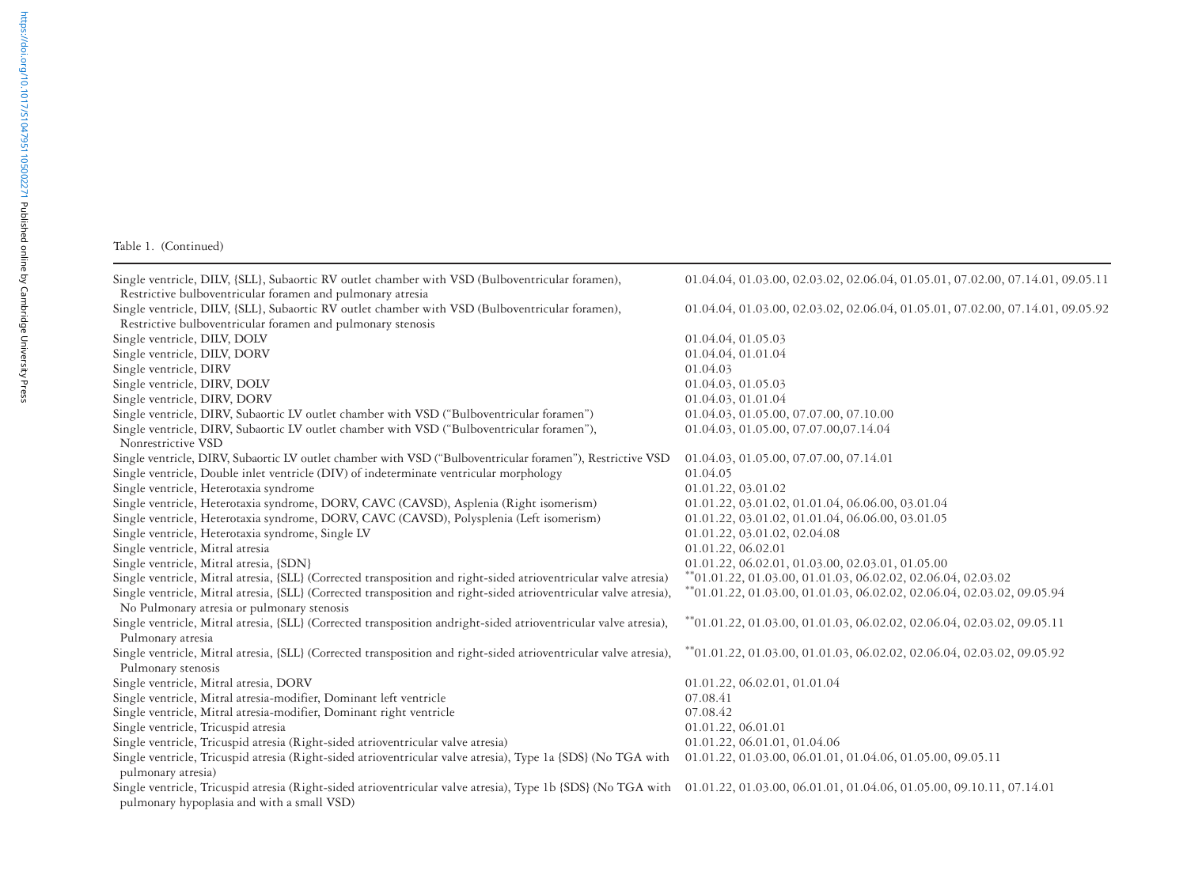Table 1. (Continued)

| | |
|---|---|
| Single ventricle, DILV, {SLL}, Subaortic RV outlet chamber with VSD (Bulboventricular foramen), Restrictive bulboventricular foramen and pulmonary atresia | 01.04.04, 01.03.00, 02.03.02, 02.06.04, 01.05.01, 07.02.00, 07.14.01, 09.05.11 |
| Single ventricle, DILV, {SLL}, Subaortic RV outlet chamber with VSD (Bulboventricular foramen), Restrictive bulboventricular foramen and pulmonary stenosis | 01.04.04, 01.03.00, 02.03.02, 02.06.04, 01.05.01, 07.02.00, 07.14.01, 09.05.92 |
| Single ventricle, DILV, DOLV | 01.04.04, 01.05.03 |
| Single ventricle, DILV, DORV | 01.04.04, 01.01.04 |
| Single ventricle, DIRV | 01.04.03 |
| Single ventricle, DIRV, DOLV | 01.04.03, 01.05.03 |
| Single ventricle, DIRV, DORV | 01.04.03, 01.01.04 |
| Single ventricle, DIRV, Subaortic LV outlet chamber with VSD ("Bulboventricular foramen") | 01.04.03, 01.05.00, 07.07.00, 07.10.00 |
| Single ventricle, DIRV, Subaortic LV outlet chamber with VSD ("Bulboventricular foramen"), Nonrestrictive VSD | 01.04.03, 01.05.00, 07.07.00,07.14.04 |
| Single ventricle, DIRV, Subaortic LV outlet chamber with VSD ("Bulboventricular foramen"), Restrictive VSD | 01.04.03, 01.05.00, 07.07.00, 07.14.01 |
| Single ventricle, Double inlet ventricle (DIV) of indeterminate ventricular morphology | 01.04.05 |
| Single ventricle, Heterotaxia syndrome | 01.01.22, 03.01.02 |
| Single ventricle, Heterotaxia syndrome, DORV, CAVC (CAVSD), Asplenia (Right isomerism) | 01.01.22, 03.01.02, 01.01.04, 06.06.00, 03.01.04 |
| Single ventricle, Heterotaxia syndrome, DORV, CAVC (CAVSD), Polysplenia (Left isomerism) | 01.01.22, 03.01.02, 01.01.04, 06.06.00, 03.01.05 |
| Single ventricle, Heterotaxia syndrome, Single LV | 01.01.22, 03.01.02, 02.04.08 |
| Single ventricle, Mitral atresia | 01.01.22, 06.02.01 |
| Single ventricle, Mitral atresia, {SDN} | 01.01.22, 06.02.01, 01.03.00, 02.03.01, 01.05.00 |
| Single ventricle, Mitral atresia, {SLL} (Corrected transposition and right-sided atrioventricular valve atresia) | **01.01.22, 01.03.00, 01.01.03, 06.02.02, 02.06.04, 02.03.02 |
| Single ventricle, Mitral atresia, {SLL} (Corrected transposition and right-sided atrioventricular valve atresia), No Pulmonary atresia or pulmonary stenosis | **01.01.22, 01.03.00, 01.01.03, 06.02.02, 02.06.04, 02.03.02, 09.05.94 |
| Single ventricle, Mitral atresia, {SLL} (Corrected transposition andright-sided atrioventricular valve atresia), Pulmonary atresia | **01.01.22, 01.03.00, 01.01.03, 06.02.02, 02.06.04, 02.03.02, 09.05.11 |
| Single ventricle, Mitral atresia, {SLL} (Corrected transposition and right-sided atrioventricular valve atresia), Pulmonary stenosis | **01.01.22, 01.03.00, 01.01.03, 06.02.02, 02.06.04, 02.03.02, 09.05.92 |
| Single ventricle, Mitral atresia, DORV | 01.01.22, 06.02.01, 01.01.04 |
| Single ventricle, Mitral atresia-modifier, Dominant left ventricle | 07.08.41 |
| Single ventricle, Mitral atresia-modifier, Dominant right ventricle | 07.08.42 |
| Single ventricle, Tricuspid atresia | 01.01.22, 06.01.01 |
| Single ventricle, Tricuspid atresia (Right-sided atrioventricular valve atresia) | 01.01.22, 06.01.01, 01.04.06 |
| Single ventricle, Tricuspid atresia (Right-sided atrioventricular valve atresia), Type 1a {SDS} (No TGA with pulmonary atresia) | 01.01.22, 01.03.00, 06.01.01, 01.04.06, 01.05.00, 09.05.11 |
| Single ventricle, Tricuspid atresia (Right-sided atrioventricular valve atresia), Type 1b {SDS} (No TGA with pulmonary hypoplasia and with a small VSD) | 01.01.22, 01.03.00, 06.01.01, 01.04.06, 01.05.00, 09.10.11, 07.14.01 |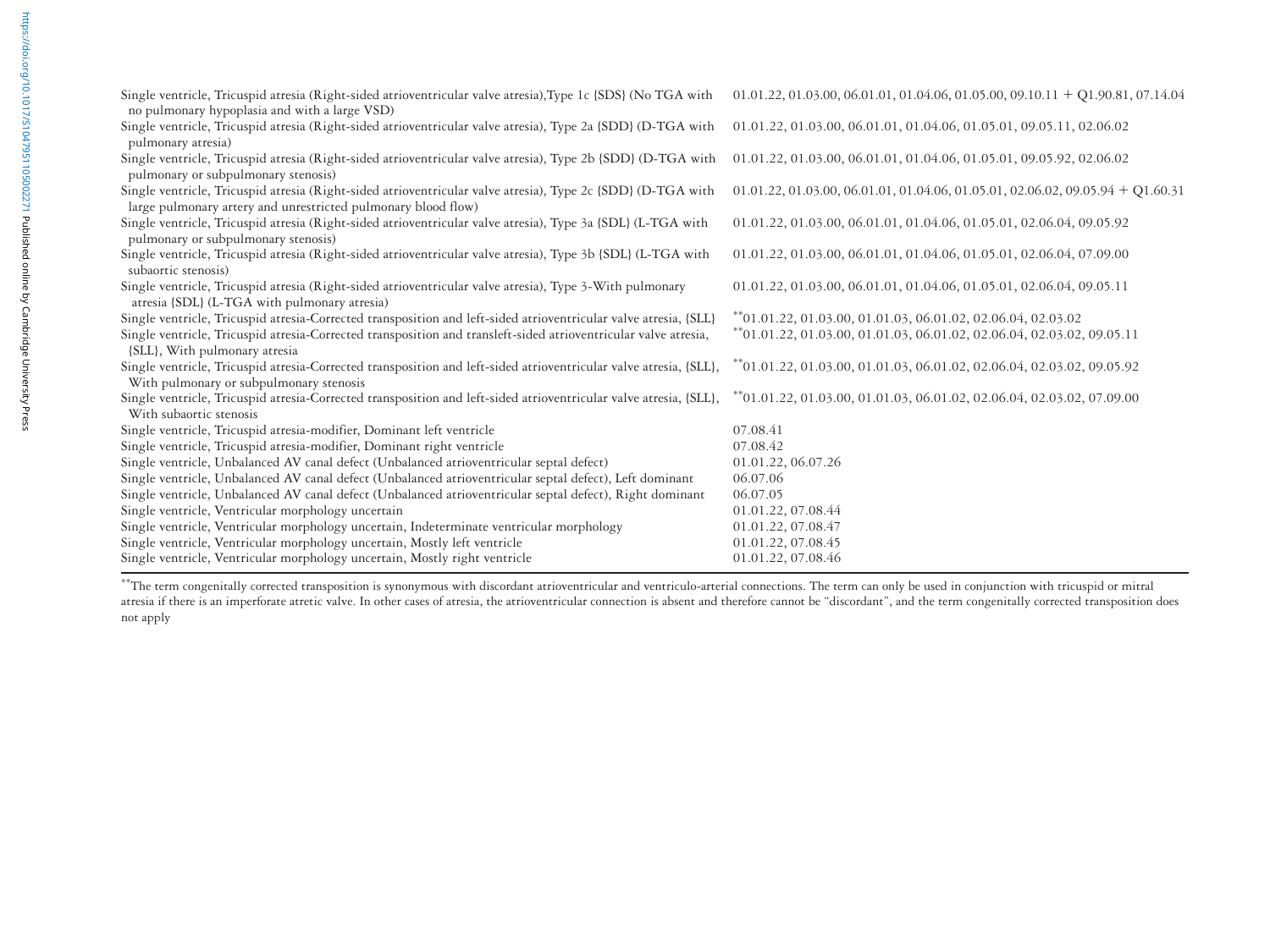| | |
|---|---|
| Single ventricle, Tricuspid atresia (Right-sided atrioventricular valve atresia),Type 1c {SDS} (No TGA with no pulmonary hypoplasia and with a large VSD) | 01.01.22, 01.03.00, 06.01.01, 01.04.06, 01.05.00, 09.10.11 + Q1.90.81, 07.14.04 |
| Single ventricle, Tricuspid atresia (Right-sided atrioventricular valve atresia), Type 2a {SDD} (D-TGA with pulmonary atresia) | 01.01.22, 01.03.00, 06.01.01, 01.04.06, 01.05.01, 09.05.11, 02.06.02 |
| Single ventricle, Tricuspid atresia (Right-sided atrioventricular valve atresia), Type 2b {SDD} (D-TGA with pulmonary or subpulmonary stenosis) | 01.01.22, 01.03.00, 06.01.01, 01.04.06, 01.05.01, 09.05.92, 02.06.02 |
| Single ventricle, Tricuspid atresia (Right-sided atrioventricular valve atresia), Type 2c {SDD} (D-TGA with large pulmonary artery and unrestricted pulmonary blood flow) | 01.01.22, 01.03.00, 06.01.01, 01.04.06, 01.05.01, 02.06.02, 09.05.94 + Q1.60.31 |
| Single ventricle, Tricuspid atresia (Right-sided atrioventricular valve atresia), Type 3a {SDL} (L-TGA with pulmonary or subpulmonary stenosis) | 01.01.22, 01.03.00, 06.01.01, 01.04.06, 01.05.01, 02.06.04, 09.05.92 |
| Single ventricle, Tricuspid atresia (Right-sided atrioventricular valve atresia), Type 3b {SDL} (L-TGA with subaortic stenosis) | 01.01.22, 01.03.00, 06.01.01, 01.04.06, 01.05.01, 02.06.04, 07.09.00 |
| Single ventricle, Tricuspid atresia (Right-sided atrioventricular valve atresia), Type 3-With pulmonary atresia {SDL} (L-TGA with pulmonary atresia) | 01.01.22, 01.03.00, 06.01.01, 01.04.06, 01.05.01, 02.06.04, 09.05.11 |
| Single ventricle, Tricuspid atresia-Corrected transposition and left-sided atrioventricular valve atresia, {SLL} | **01.01.22, 01.03.00, 01.01.03, 06.01.02, 02.06.04, 02.03.02 |
| Single ventricle, Tricuspid atresia-Corrected transposition and transleft-sided atrioventricular valve atresia, {SLL}, With pulmonary atresia | **01.01.22, 01.03.00, 01.01.03, 06.01.02, 02.06.04, 02.03.02, 09.05.11 |
| Single ventricle, Tricuspid atresia-Corrected transposition and left-sided atrioventricular valve atresia, {SLL}, With pulmonary or subpulmonary stenosis | **01.01.22, 01.03.00, 01.01.03, 06.01.02, 02.06.04, 02.03.02, 09.05.92 |
| Single ventricle, Tricuspid atresia-Corrected transposition and left-sided atrioventricular valve atresia, {SLL}, With subaortic stenosis | **01.01.22, 01.03.00, 01.01.03, 06.01.02, 02.06.04, 02.03.02, 07.09.00 |
| Single ventricle, Tricuspid atresia-modifier, Dominant left ventricle | 07.08.41 |
| Single ventricle, Tricuspid atresia-modifier, Dominant right ventricle | 07.08.42 |
| Single ventricle, Unbalanced AV canal defect (Unbalanced atrioventricular septal defect) | 01.01.22, 06.07.26 |
| Single ventricle, Unbalanced AV canal defect (Unbalanced atrioventricular septal defect), Left dominant | 06.07.06 |
| Single ventricle, Unbalanced AV canal defect (Unbalanced atrioventricular septal defect), Right dominant | 06.07.05 |
| Single ventricle, Ventricular morphology uncertain | 01.01.22, 07.08.44 |
| Single ventricle, Ventricular morphology uncertain, Indeterminate ventricular morphology | 01.01.22, 07.08.47 |
| Single ventricle, Ventricular morphology uncertain, Mostly left ventricle | 01.01.22, 07.08.45 |
| Single ventricle, Ventricular morphology uncertain, Mostly right ventricle | 01.01.22, 07.08.46 |

**The term congenitally corrected transposition is synonymous with discordant atrioventricular and ventriculo-arterial connections. The term can only be used in conjunction with tricuspid or mitral atresia if there is an imperforate atretic valve. In other cases of atresia, the atrioventricular connection is absent and therefore cannot be "discordant", and the term congenitally corrected transposition does not apply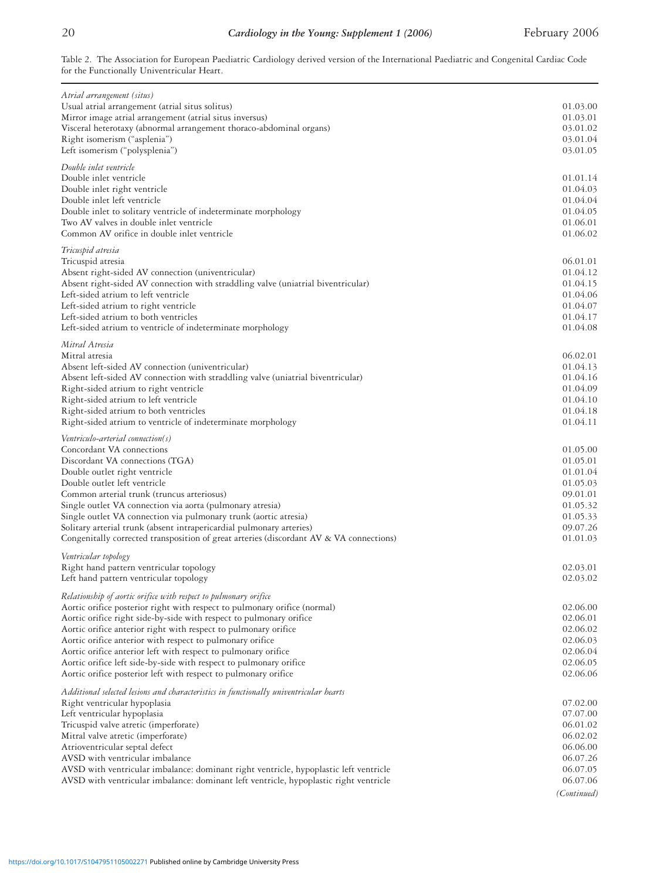Table 2. The Association for European Paediatric Cardiology derived version of the International Paediatric and Congenital Cardiac Code for the Functionally Univentricular Heart.

| | |
|---|---|
| *Atrial arrangement (situs)* | |
| Usual atrial arrangement (atrial situs solitus) | 01.03.00 |
| Mirror image atrial arrangement (atrial situs inversus) | 01.03.01 |
| Visceral heterotaxy (abnormal arrangement thoraco-abdominal organs) | 03.01.02 |
| Right isomerism ("asplenia") | 03.01.04 |
| Left isomerism ("polysplenia") | 03.01.05 |
| *Double inlet ventricle* | |
| Double inlet ventricle | 01.01.14 |
| Double inlet right ventricle | 01.04.03 |
| Double inlet left ventricle | 01.04.04 |
| Double inlet to solitary ventricle of indeterminate morphology | 01.04.05 |
| Two AV valves in double inlet ventricle | 01.06.01 |
| Common AV orifice in double inlet ventricle | 01.06.02 |
| *Tricuspid atresia* | |
| Tricuspid atresia | 06.01.01 |
| Absent right-sided AV connection (univentricular) | 01.04.12 |
| Absent right-sided AV connection with straddling valve (uniatrial biventricular) | 01.04.15 |
| Left-sided atrium to left ventricle | 01.04.06 |
| Left-sided atrium to right ventricle | 01.04.07 |
| Left-sided atrium to both ventricles | 01.04.17 |
| Left-sided atrium to ventricle of indeterminate morphology | 01.04.08 |
| *Mitral Atresia* | |
| Mitral atresia | 06.02.01 |
| Absent left-sided AV connection (univentricular) | 01.04.13 |
| Absent left-sided AV connection with straddling valve (uniatrial biventricular) | 01.04.16 |
| Right-sided atrium to right ventricle | 01.04.09 |
| Right-sided atrium to left ventricle | 01.04.10 |
| Right-sided atrium to both ventricles | 01.04.18 |
| Right-sided atrium to ventricle of indeterminate morphology | 01.04.11 |
| *Ventriculo-arterial connection(s)* | |
| Concordant VA connections | 01.05.00 |
| Discordant VA connections (TGA) | 01.05.01 |
| Double outlet right ventricle | 01.01.04 |
| Double outlet left ventricle | 01.05.03 |
| Common arterial trunk (truncus arteriosus) | 09.01.01 |
| Single outlet VA connection via aorta (pulmonary atresia) | 01.05.32 |
| Single outlet VA connection via pulmonary trunk (aortic atresia) | 01.05.33 |
| Solitary arterial trunk (absent intrapericardial pulmonary arteries) | 09.07.26 |
| Congenitally corrected transposition of great arteries (discordant AV & VA connections) | 01.01.03 |
| *Ventricular topology* | |
| Right hand pattern ventricular topology | 02.03.01 |
| Left hand pattern ventricular topology | 02.03.02 |
| *Relationship of aortic orifice with respect to pulmonary orifice* | |
| Aortic orifice posterior right with respect to pulmonary orifice (normal) | 02.06.00 |
| Aortic orifice right side-by-side with respect to pulmonary orifice | 02.06.01 |
| Aortic orifice anterior right with respect to pulmonary orifice | 02.06.02 |
| Aortic orifice anterior with respect to pulmonary orifice | 02.06.03 |
| Aortic orifice anterior left with respect to pulmonary orifice | 02.06.04 |
| Aortic orifice left side-by-side with respect to pulmonary orifice | 02.06.05 |
| Aortic orifice posterior left with respect to pulmonary orifice | 02.06.06 |
| *Additional selected lesions and characteristics in functionally univentricular hearts* | |
| Right ventricular hypoplasia | 07.02.00 |
| Left ventricular hypoplasia | 07.07.00 |
| Tricuspid valve atretic (imperforate) | 06.01.02 |
| Mitral valve atretic (imperforate) | 06.02.02 |
| Atrioventricular septal defect | 06.06.00 |
| AVSD with ventricular imbalance | 06.07.26 |
| AVSD with ventricular imbalance: dominant right ventricle, hypoplastic left ventricle | 06.07.05 |
| AVSD with ventricular imbalance: dominant left ventricle, hypoplastic right ventricle | 06.07.06 |

*(Continued)*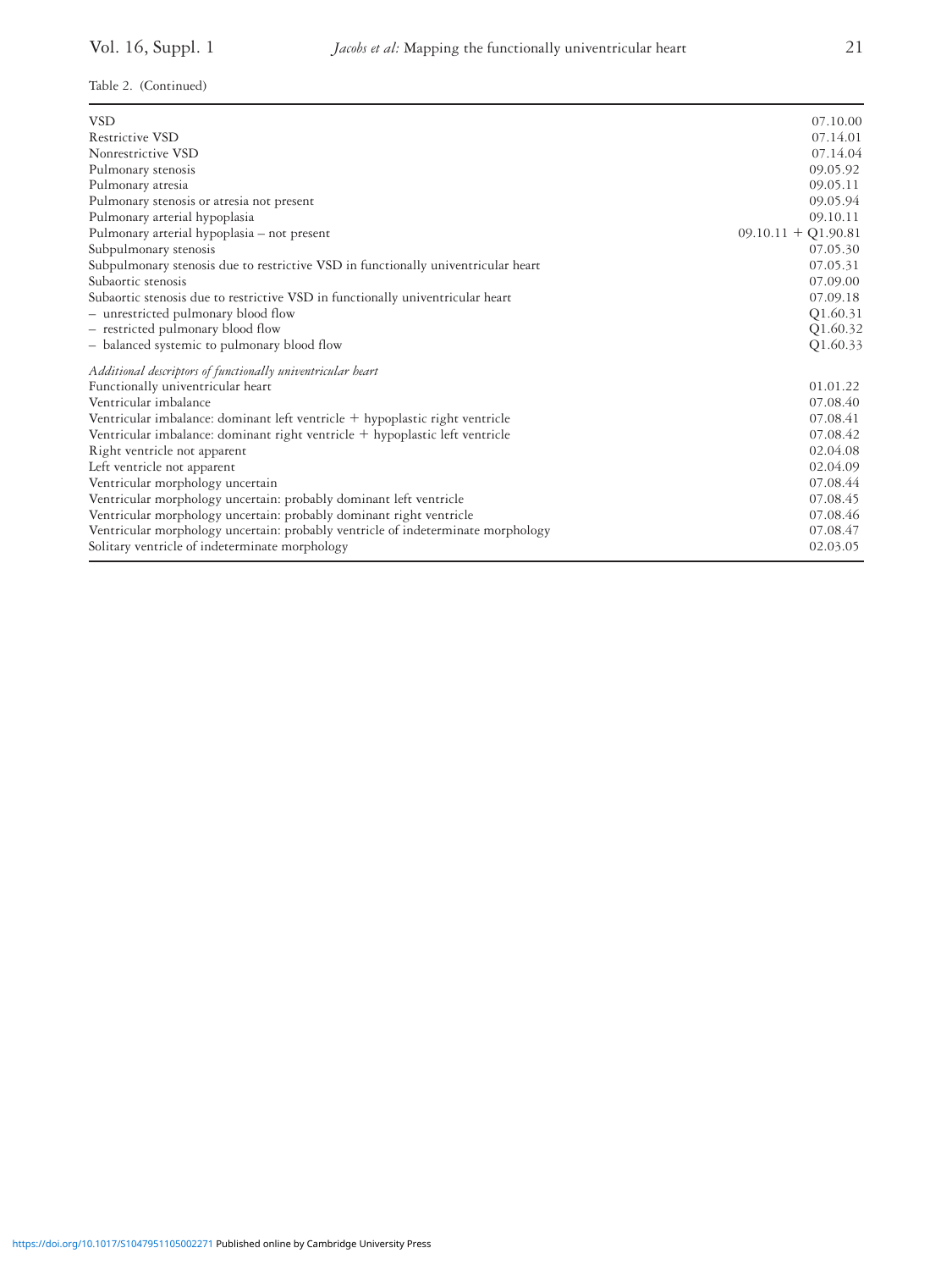Table 2. (Continued)

| | |
|---|---|
| VSD | 07.10.00 |
| Restrictive VSD | 07.14.01 |
| Nonrestrictive VSD | 07.14.04 |
| Pulmonary stenosis | 09.05.92 |
| Pulmonary atresia | 09.05.11 |
| Pulmonary stenosis or atresia not present | 09.05.94 |
| Pulmonary arterial hypoplasia | 09.10.11 |
| Pulmonary arterial hypoplasia – not present | 09.10.11 + Q1.90.81 |
| Subpulmonary stenosis | 07.05.30 |
| Subpulmonary stenosis due to restrictive VSD in functionally univentricular heart | 07.05.31 |
| Subaortic stenosis | 07.09.00 |
| Subaortic stenosis due to restrictive VSD in functionally univentricular heart | 07.09.18 |
| – unrestricted pulmonary blood flow | Q1.60.31 |
| – restricted pulmonary blood flow | Q1.60.32 |
| – balanced systemic to pulmonary blood flow | Q1.60.33 |
| *Additional descriptors of functionally univentricular heart* | |
| Functionally univentricular heart | 01.01.22 |
| Ventricular imbalance | 07.08.40 |
| Ventricular imbalance: dominant left ventricle + hypoplastic right ventricle | 07.08.41 |
| Ventricular imbalance: dominant right ventricle + hypoplastic left ventricle | 07.08.42 |
| Right ventricle not apparent | 02.04.08 |
| Left ventricle not apparent | 02.04.09 |
| Ventricular morphology uncertain | 07.08.44 |
| Ventricular morphology uncertain: probably dominant left ventricle | 07.08.45 |
| Ventricular morphology uncertain: probably dominant right ventricle | 07.08.46 |
| Ventricular morphology uncertain: probably ventricle of indeterminate morphology | 07.08.47 |
| Solitary ventricle of indeterminate morphology | 02.03.05 |